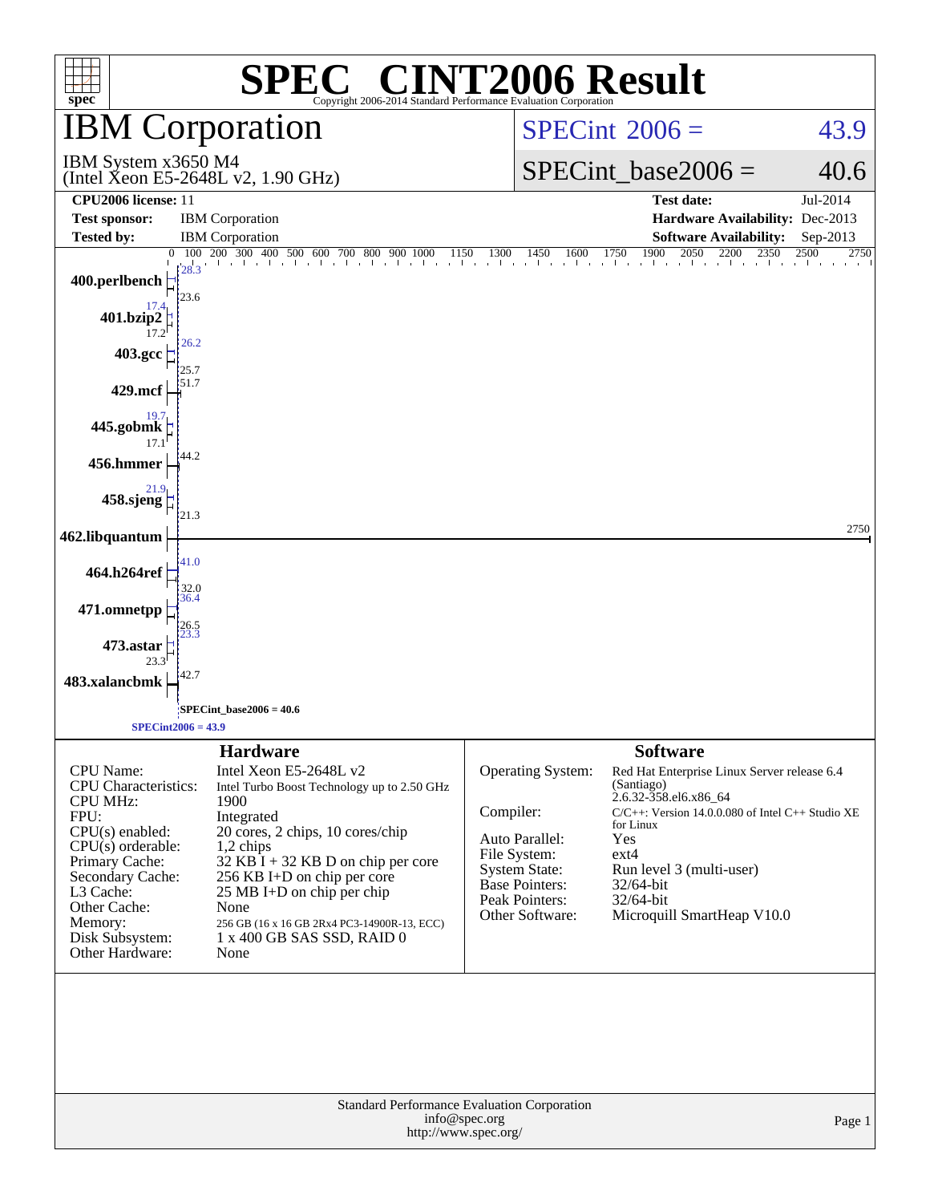# SPEC® CINT2006 Result

Copyright 2006-2014 Standard Performance Evaluation Corporation

## IBM Corporation

IBM System x3650 M4
(Intel Xeon E5-2648L v2, 1.90 GHz)

SPECint 2006 = 43.9

SPECint_base2006 = 40.6

| | | | |
|---|---|---|---|
| **CPU2006 license:** 11 | | **Test date:** | Jul-2014 |
| **Test sponsor:** | IBM Corporation | **Hardware Availability:** | Dec-2013 |
| **Tested by:** | IBM Corporation | **Software Availability:** | Sep-2013 |

0 100 200 300 400 500 600 700 800 900 1000 1150 1300 1450 1600 1750 1900 2050 2200 2350 2500 2750

400.perlbench 28.3 23.6
401.bzip2 17.4 17.2
403.gcc 26.2 25.7
429.mcf 51.7
445.gobmk 19.7 17.1
456.hmmer 44.2
458.sjeng 21.9 21.3
462.libquantum 2750
464.h264ref 41.0 32.0
471.omnetpp 36.4 26.5
473.astar 23.3 23.3
483.xalancbmk 42.7

SPECint_base2006 = 40.6
SPECint2006 = 43.9

### Hardware

| | |
|---|---|
| CPU Name: | Intel Xeon E5-2648L v2 |
| CPU Characteristics: | Intel Turbo Boost Technology up to 2.50 GHz |
| CPU MHz: | 1900 |
| FPU: | Integrated |
| CPU(s) enabled: | 20 cores, 2 chips, 10 cores/chip |
| CPU(s) orderable: | 1,2 chips |
| Primary Cache: | 32 KB I + 32 KB D on chip per core |
| Secondary Cache: | 256 KB I+D on chip per core |
| L3 Cache: | 25 MB I+D on chip per chip |
| Other Cache: | None |
| Memory: | 256 GB (16 x 16 GB 2Rx4 PC3-14900R-13, ECC) |
| Disk Subsystem: | 1 x 400 GB SAS SSD, RAID 0 |
| Other Hardware: | None |

### Software

| | |
|---|---|
| Operating System: | Red Hat Enterprise Linux Server release 6.4 (Santiago) 2.6.32-358.el6.x86_64 |
| Compiler: | C/C++: Version 14.0.0.080 of Intel C++ Studio XE for Linux |
| Auto Parallel: | Yes |
| File System: | ext4 |
| System State: | Run level 3 (multi-user) |
| Base Pointers: | 32/64-bit |
| Peak Pointers: | 32/64-bit |
| Other Software: | Microquill SmartHeap V10.0 |

Standard Performance Evaluation Corporation
info@spec.org
http://www.spec.org/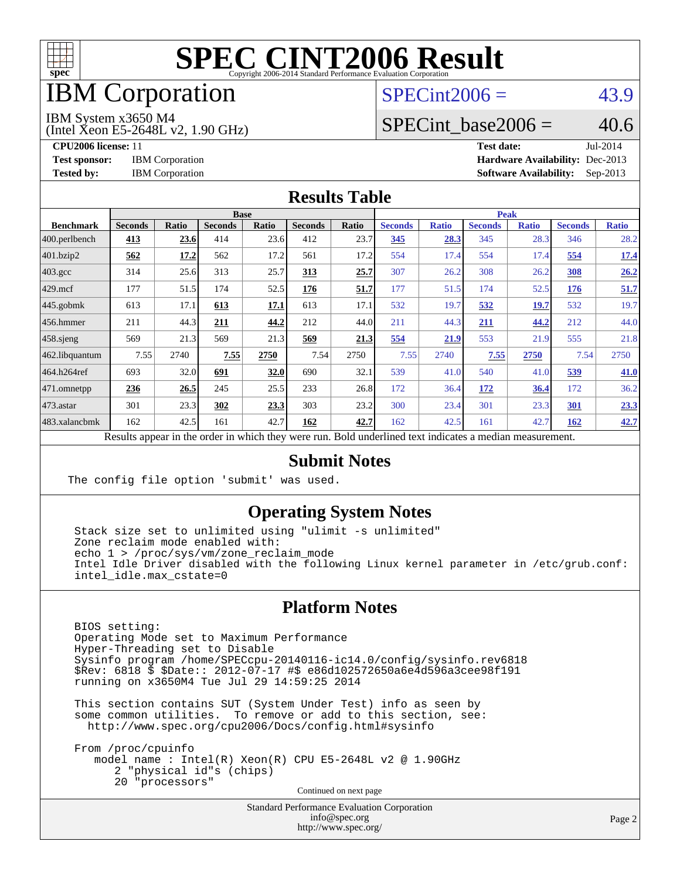# SPEC CINT2006 Result

Copyright 2006-2014 Standard Performance Evaluation Corporation

# IBM Corporation

IBM System x3650 M4
(Intel Xeon E5-2648L v2, 1.90 GHz)

SPECint2006 = 43.9

SPECint_base2006 = 40.6

**CPU2006 license:** 11
**Test sponsor:** IBM Corporation
**Tested by:** IBM Corporation

**Test date:** Jul-2014
**Hardware Availability:** Dec-2013
**Software Availability:** Sep-2013

## Results Table

| Benchmark | Base | | | | | | Peak | | | | | |
|---|---|---|---|---|---|---|---|---|---|---|---|---|
| | Seconds | Ratio | Seconds | Ratio | Seconds | Ratio | Seconds | Ratio | Seconds | Ratio | Seconds | Ratio |
| 400.perlbench | **413** | **23.6** | 414 | 23.6 | 412 | 23.7 | **345** | **28.3** | 345 | 28.3 | 346 | 28.2 |
| 401.bzip2 | **562** | **17.2** | 562 | 17.2 | 561 | 17.2 | 554 | 17.4 | 554 | 17.4 | **554** | **17.4** |
| 403.gcc | 314 | 25.6 | 313 | 25.7 | **313** | **25.7** | 307 | 26.2 | 308 | 26.2 | **308** | **26.2** |
| 429.mcf | 177 | 51.5 | 174 | 52.5 | **176** | **51.7** | 177 | 51.5 | 174 | 52.5 | **176** | **51.7** |
| 445.gobmk | 613 | 17.1 | **613** | **17.1** | 613 | 17.1 | 532 | 19.7 | **532** | **19.7** | 532 | 19.7 |
| 456.hmmer | 211 | 44.3 | **211** | **44.2** | 212 | 44.0 | 211 | 44.3 | **211** | **44.2** | 212 | 44.0 |
| 458.sjeng | 569 | 21.3 | 569 | 21.3 | **569** | **21.3** | **554** | **21.9** | 553 | 21.9 | 555 | 21.8 |
| 462.libquantum | 7.55 | 2740 | **7.55** | **2750** | 7.54 | 2750 | 7.55 | 2740 | **7.55** | **2750** | 7.54 | 2750 |
| 464.h264ref | 693 | 32.0 | **691** | **32.0** | 690 | 32.1 | 539 | 41.0 | 540 | 41.0 | **539** | **41.0** |
| 471.omnetpp | **236** | **26.5** | 245 | 25.5 | 233 | 26.8 | 172 | 36.4 | **172** | **36.4** | 172 | 36.2 |
| 473.astar | 301 | 23.3 | **302** | **23.3** | 303 | 23.2 | 300 | 23.4 | 301 | 23.3 | **301** | **23.3** |
| 483.xalancbmk | 162 | 42.5 | 161 | 42.7 | **162** | **42.7** | 162 | 42.5 | 161 | 42.7 | **162** | **42.7** |

Results appear in the order in which they were run. Bold underlined text indicates a median measurement.

## Submit Notes

```
The config file option 'submit' was used.
```

## Operating System Notes

```
Stack size set to unlimited using "ulimit -s unlimited"
Zone reclaim mode enabled with:
echo 1 > /proc/sys/vm/zone_reclaim_mode
Intel Idle Driver disabled with the following Linux kernel parameter in /etc/grub.conf:
intel_idle.max_cstate=0
```

## Platform Notes

```
BIOS setting:
Operating Mode set to Maximum Performance
Hyper-Threading set to Disable
Sysinfo program /home/SPECcpu-20140116-ic14.0/config/sysinfo.rev6818
$Rev: 6818 $ $Date:: 2012-07-17 #$ e86d102572650a6e4d596a3cee98f191
running on x3650M4 Tue Jul 29 14:59:25 2014

This section contains SUT (System Under Test) info as seen by
some common utilities.  To remove or add to this section, see:
  http://www.spec.org/cpu2006/Docs/config.html#sysinfo

From /proc/cpuinfo
   model name : Intel(R) Xeon(R) CPU E5-2648L v2 @ 1.90GHz
      2 "physical id"s (chips)
      20 "processors"
```

Continued on next page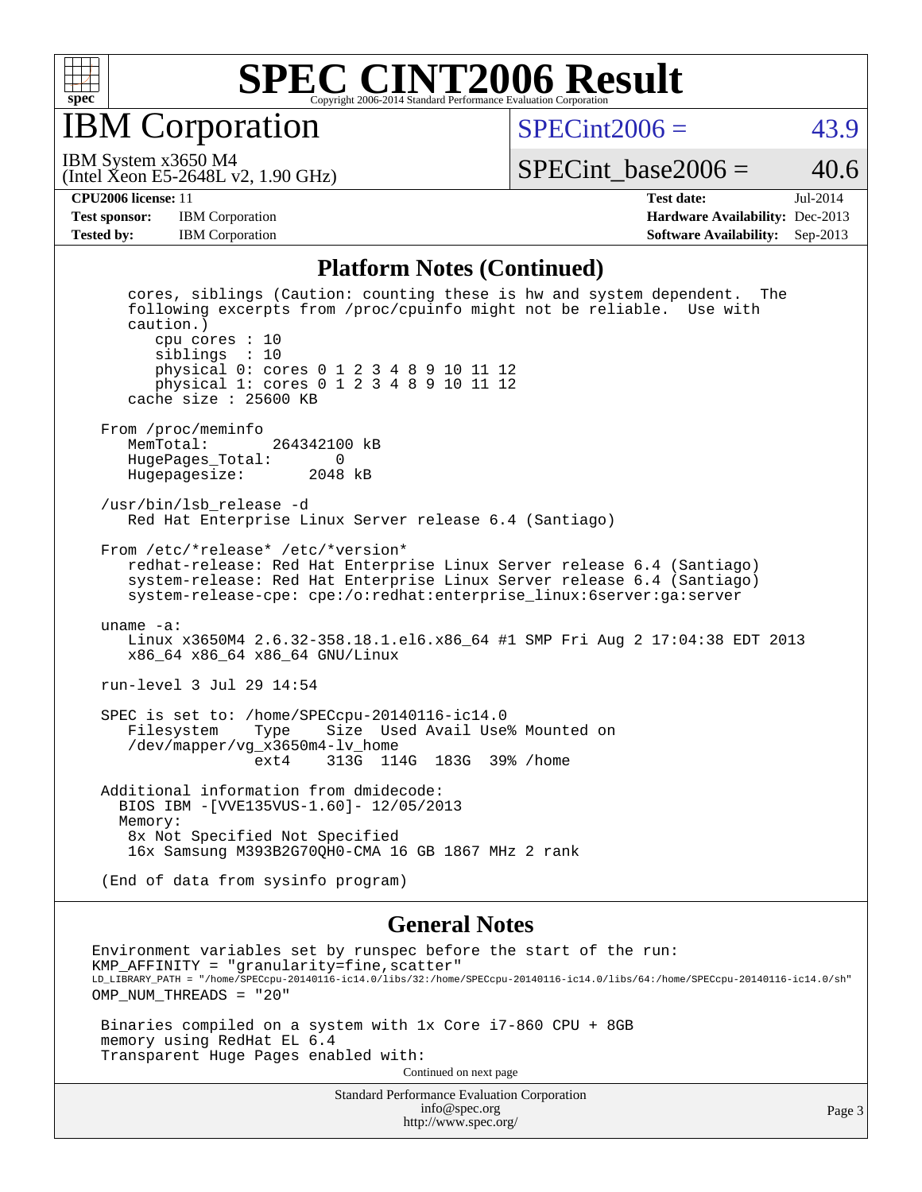# SPEC CINT2006 Result

Copyright 2006-2014 Standard Performance Evaluation Corporation

## IBM Corporation

IBM System x3650 M4
(Intel Xeon E5-2648L v2, 1.90 GHz)

SPECint2006 = 43.9

SPECint_base2006 = 40.6

| | | | |
|---|---|---|---|
| **CPU2006 license:** 11 | | **Test date:** | Jul-2014 |
| **Test sponsor:** | IBM Corporation | **Hardware Availability:** | Dec-2013 |
| **Tested by:** | IBM Corporation | **Software Availability:** | Sep-2013 |

### Platform Notes (Continued)

```
      cores, siblings (Caution: counting these is hw and system dependent.  The
      following excerpts from /proc/cpuinfo might not be reliable.  Use with
      caution.)
         cpu cores : 10
         siblings  : 10
         physical 0: cores 0 1 2 3 4 8 9 10 11 12
         physical 1: cores 0 1 2 3 4 8 9 10 11 12
      cache size : 25600 KB

   From /proc/meminfo
      MemTotal:       264342100 kB
      HugePages_Total:       0
      Hugepagesize:       2048 kB

   /usr/bin/lsb_release -d
      Red Hat Enterprise Linux Server release 6.4 (Santiago)

   From /etc/*release* /etc/*version*
      redhat-release: Red Hat Enterprise Linux Server release 6.4 (Santiago)
      system-release: Red Hat Enterprise Linux Server release 6.4 (Santiago)
      system-release-cpe: cpe:/o:redhat:enterprise_linux:6server:ga:server

   uname -a:
      Linux x3650M4 2.6.32-358.18.1.el6.x86_64 #1 SMP Fri Aug 2 17:04:38 EDT 2013
      x86_64 x86_64 x86_64 GNU/Linux

   run-level 3 Jul 29 14:54

   SPEC is set to: /home/SPECcpu-20140116-ic14.0
      Filesystem     Type    Size  Used Avail Use% Mounted on
      /dev/mapper/vg_x3650m4-lv_home
                     ext4    313G  114G  183G  39% /home

   Additional information from dmidecode:
     BIOS IBM -[VVE135VUS-1.60]- 12/05/2013
     Memory:
      8x Not Specified Not Specified
      16x Samsung M393B2G70QH0-CMA 16 GB 1867 MHz 2 rank

   (End of data from sysinfo program)
```

### General Notes

```
Environment variables set by runspec before the start of the run:
KMP_AFFINITY = "granularity=fine,scatter"
LD_LIBRARY_PATH = "/home/SPECcpu-20140116-ic14.0/libs/32:/home/SPECcpu-20140116-ic14.0/libs/64:/home/SPECcpu-20140116-ic14.0/sh"
OMP_NUM_THREADS = "20"

 Binaries compiled on a system with 1x Core i7-860 CPU + 8GB
 memory using RedHat EL 6.4
 Transparent Huge Pages enabled with:
```

Continued on next page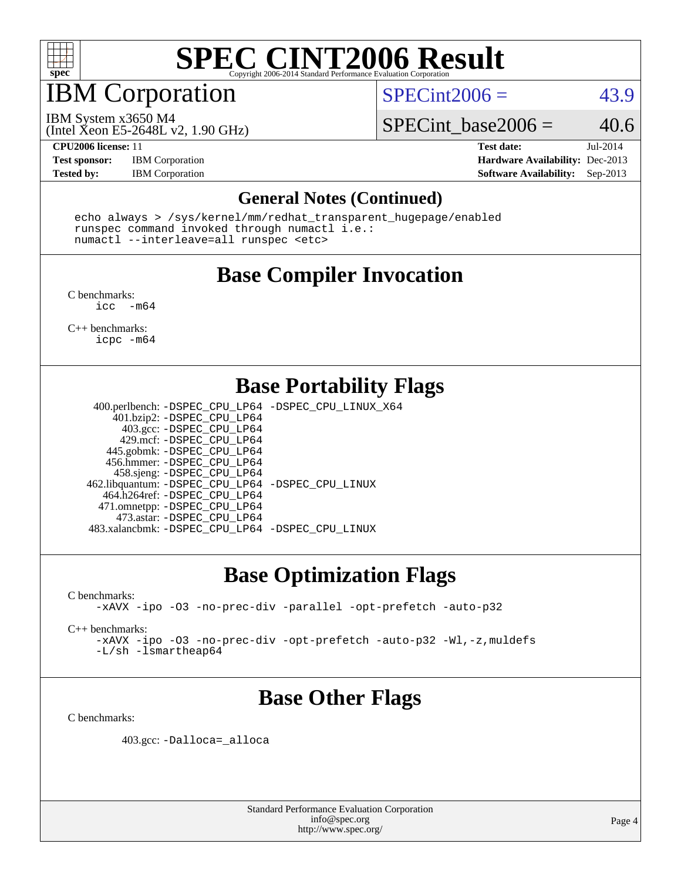# SPEC CINT2006 Result

## IBM Corporation

IBM System x3650 M4
(Intel Xeon E5-2648L v2, 1.90 GHz)

SPECint2006 = 43.9

SPECint_base2006 = 40.6

| | | | |
|---|---|---|---|
| **CPU2006 license:** 11 | | **Test date:** | Jul-2014 |
| **Test sponsor:** | IBM Corporation | **Hardware Availability:** | Dec-2013 |
| **Tested by:** | IBM Corporation | **Software Availability:** | Sep-2013 |

### General Notes (Continued)

```
echo always > /sys/kernel/mm/redhat_transparent_hugepage/enabled
runspec command invoked through numactl i.e.:
numactl --interleave=all runspec <etc>
```

## Base Compiler Invocation

C benchmarks:
```
icc  -m64
```

C++ benchmarks:
```
icpc -m64
```

## Base Portability Flags

```
400.perlbench: -DSPEC_CPU_LP64 -DSPEC_CPU_LINUX_X64
    401.bzip2: -DSPEC_CPU_LP64
      403.gcc: -DSPEC_CPU_LP64
      429.mcf: -DSPEC_CPU_LP64
    445.gobmk: -DSPEC_CPU_LP64
   456.hmmer: -DSPEC_CPU_LP64
    458.sjeng: -DSPEC_CPU_LP64
462.libquantum: -DSPEC_CPU_LP64 -DSPEC_CPU_LINUX
  464.h264ref: -DSPEC_CPU_LP64
  471.omnetpp: -DSPEC_CPU_LP64
    473.astar: -DSPEC_CPU_LP64
483.xalancbmk: -DSPEC_CPU_LP64 -DSPEC_CPU_LINUX
```

## Base Optimization Flags

C benchmarks:
```
-xAVX -ipo -O3 -no-prec-div -parallel -opt-prefetch -auto-p32
```

C++ benchmarks:
```
-xAVX -ipo -O3 -no-prec-div -opt-prefetch -auto-p32 -Wl,-z,muldefs
-L/sh -lsmartheap64
```

## Base Other Flags

C benchmarks:

```
403.gcc: -Dalloca=_alloca
```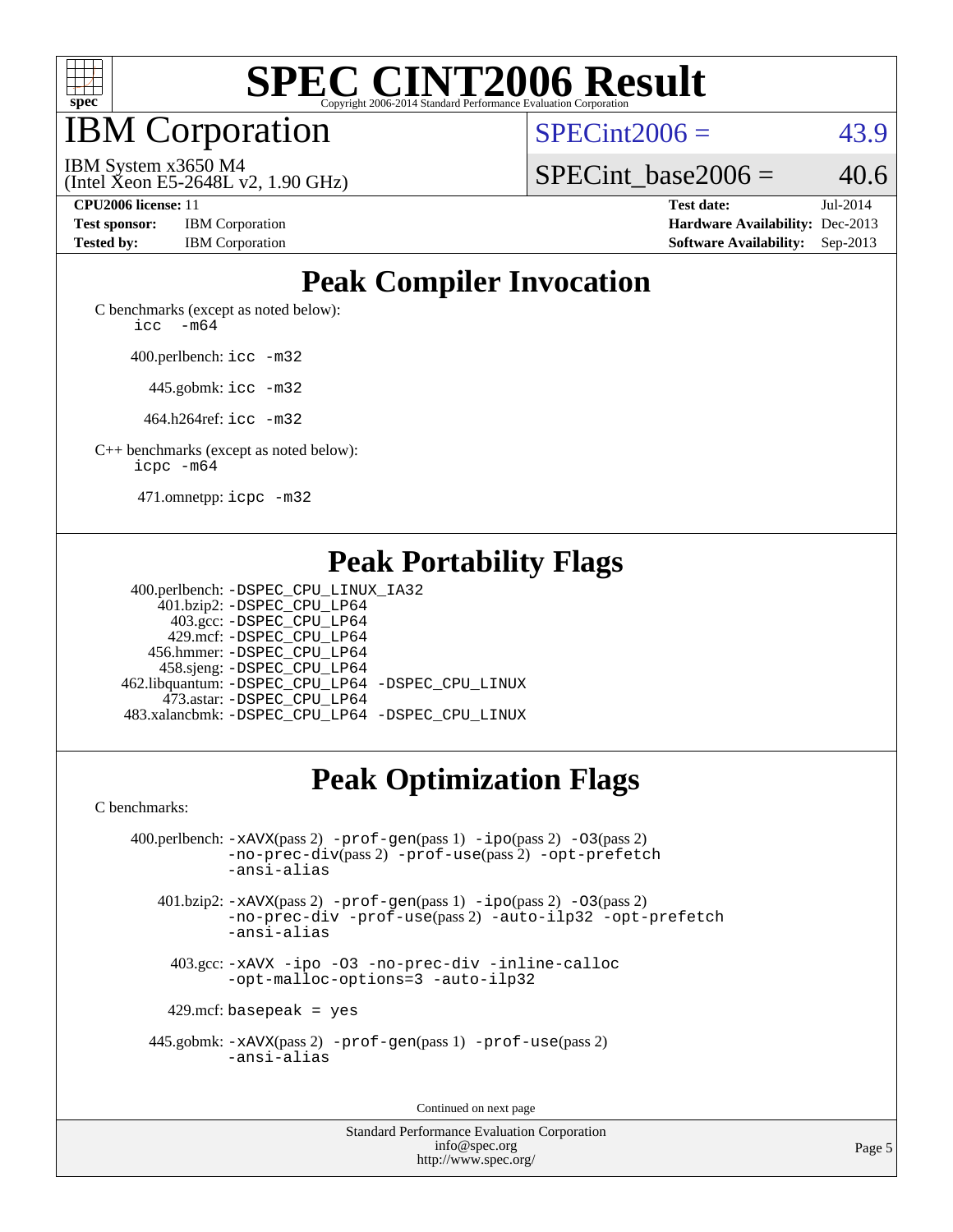# SPEC CINT2006 Result

Copyright 2006-2014 Standard Performance Evaluation Corporation

## IBM Corporation

IBM System x3650 M4
(Intel Xeon E5-2648L v2, 1.90 GHz)

SPECint2006 = 43.9

SPECint_base2006 = 40.6

**CPU2006 license:** 11
**Test sponsor:** IBM Corporation
**Tested by:** IBM Corporation

**Test date:** Jul-2014
**Hardware Availability:** Dec-2013
**Software Availability:** Sep-2013

## Peak Compiler Invocation

C benchmarks (except as noted below):
`icc -m64`

400.perlbench: `icc -m32`

445.gobmk: `icc -m32`

464.h264ref: `icc -m32`

C++ benchmarks (except as noted below):
`icpc -m64`

471.omnetpp: `icpc -m32`

## Peak Portability Flags

400.perlbench: `-DSPEC_CPU_LINUX_IA32`
401.bzip2: `-DSPEC_CPU_LP64`
403.gcc: `-DSPEC_CPU_LP64`
429.mcf: `-DSPEC_CPU_LP64`
456.hmmer: `-DSPEC_CPU_LP64`
458.sjeng: `-DSPEC_CPU_LP64`
462.libquantum: `-DSPEC_CPU_LP64 -DSPEC_CPU_LINUX`
473.astar: `-DSPEC_CPU_LP64`
483.xalancbmk: `-DSPEC_CPU_LP64 -DSPEC_CPU_LINUX`

## Peak Optimization Flags

C benchmarks:

400.perlbench: `-xAVX`(pass 2) `-prof-gen`(pass 1) `-ipo`(pass 2) `-O3`(pass 2) `-no-prec-div`(pass 2) `-prof-use`(pass 2) `-opt-prefetch` `-ansi-alias`

401.bzip2: `-xAVX`(pass 2) `-prof-gen`(pass 1) `-ipo`(pass 2) `-O3`(pass 2) `-no-prec-div` `-prof-use`(pass 2) `-auto-ilp32` `-opt-prefetch` `-ansi-alias`

403.gcc: `-xAVX -ipo -O3 -no-prec-div -inline-calloc -opt-malloc-options=3 -auto-ilp32`

429.mcf: `basepeak = yes`

445.gobmk: `-xAVX`(pass 2) `-prof-gen`(pass 1) `-prof-use`(pass 2) `-ansi-alias`

Continued on next page

Standard Performance Evaluation Corporation
info@spec.org
http://www.spec.org/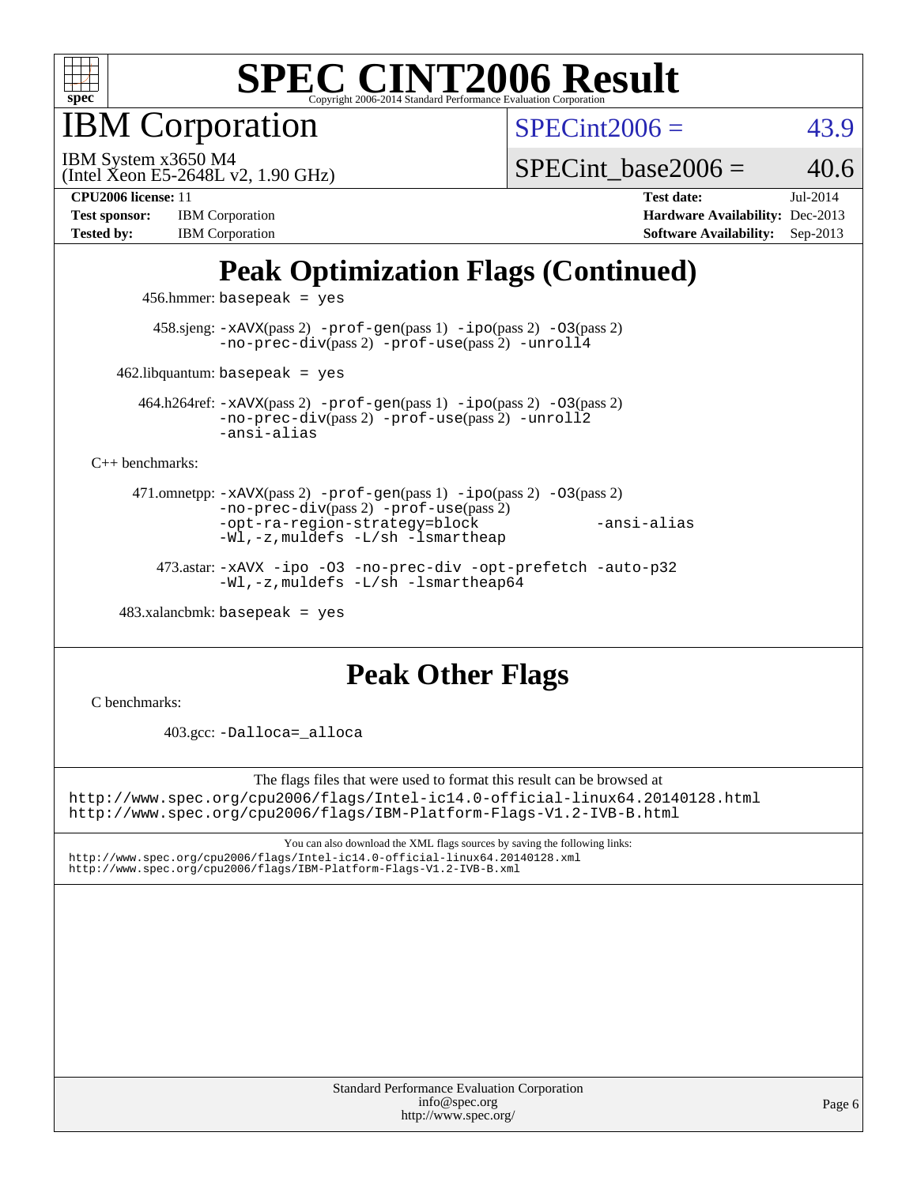# SPEC CINT2006 Result

Copyright 2006-2014 Standard Performance Evaluation Corporation

## IBM Corporation

IBM System x3650 M4
(Intel Xeon E5-2648L v2, 1.90 GHz)

SPECint2006 = 43.9

SPECint_base2006 = 40.6

**CPU2006 license:** 11
**Test sponsor:** IBM Corporation
**Tested by:** IBM Corporation

**Test date:** Jul-2014
**Hardware Availability:** Dec-2013
**Software Availability:** Sep-2013

## Peak Optimization Flags (Continued)

456.hmmer: `basepeak = yes`

458.sjeng: `-xAVX`(pass 2) `-prof-gen`(pass 1) `-ipo`(pass 2) `-O3`(pass 2) `-no-prec-div`(pass 2) `-prof-use`(pass 2) `-unroll4`

462.libquantum: `basepeak = yes`

464.h264ref: `-xAVX`(pass 2) `-prof-gen`(pass 1) `-ipo`(pass 2) `-O3`(pass 2) `-no-prec-div`(pass 2) `-prof-use`(pass 2) `-unroll2` `-ansi-alias`

C++ benchmarks:

471.omnetpp: `-xAVX`(pass 2) `-prof-gen`(pass 1) `-ipo`(pass 2) `-O3`(pass 2) `-no-prec-div`(pass 2) `-prof-use`(pass 2) `-opt-ra-region-strategy=block` `-ansi-alias` `-Wl,-z,muldefs` `-L/sh` `-lsmartheap`

473.astar: `-xAVX` `-ipo` `-O3` `-no-prec-div` `-opt-prefetch` `-auto-p32` `-Wl,-z,muldefs` `-L/sh` `-lsmartheap64`

483.xalancbmk: `basepeak = yes`

## Peak Other Flags

C benchmarks:

403.gcc: `-Dalloca=_alloca`

The flags files that were used to format this result can be browsed at
http://www.spec.org/cpu2006/flags/Intel-ic14.0-official-linux64.20140128.html
http://www.spec.org/cpu2006/flags/IBM-Platform-Flags-V1.2-IVB-B.html

You can also download the XML flags sources by saving the following links:
http://www.spec.org/cpu2006/flags/Intel-ic14.0-official-linux64.20140128.xml
http://www.spec.org/cpu2006/flags/IBM-Platform-Flags-V1.2-IVB-B.xml

Standard Performance Evaluation Corporation
info@spec.org
http://www.spec.org/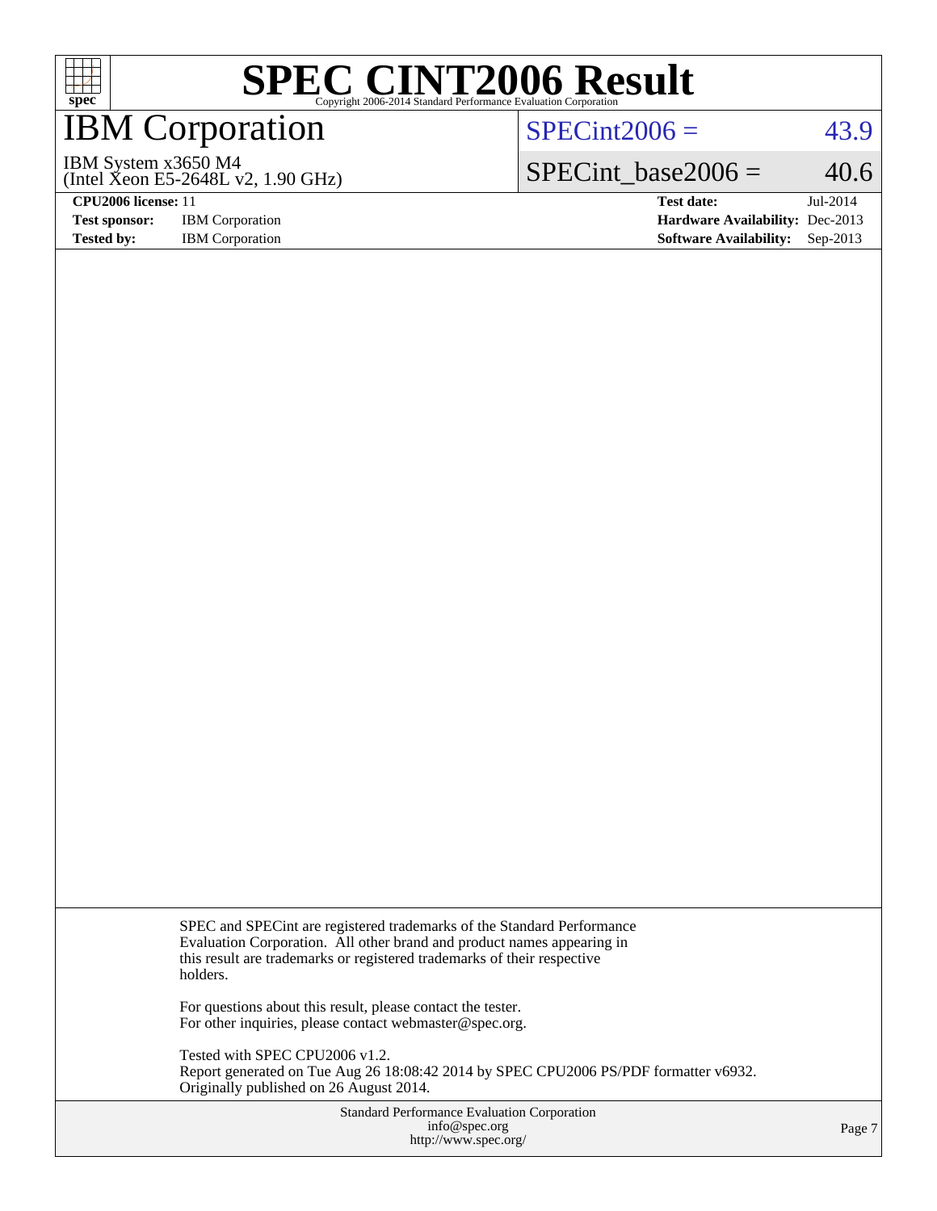# SPEC CINT2006 Result

Copyright 2006-2014 Standard Performance Evaluation Corporation

## IBM Corporation

IBM System x3650 M4
(Intel Xeon E5-2648L v2, 1.90 GHz)

SPECint2006 = 43.9

SPECint_base2006 = 40.6

**CPU2006 license:** 11
**Test sponsor:** IBM Corporation
**Tested by:** IBM Corporation

**Test date:** Jul-2014
**Hardware Availability:** Dec-2013
**Software Availability:** Sep-2013

SPEC and SPECint are registered trademarks of the Standard Performance Evaluation Corporation. All other brand and product names appearing in this result are trademarks or registered trademarks of their respective holders.

For questions about this result, please contact the tester.
For other inquiries, please contact webmaster@spec.org.

Tested with SPEC CPU2006 v1.2.
Report generated on Tue Aug 26 18:08:42 2014 by SPEC CPU2006 PS/PDF formatter v6932.
Originally published on 26 August 2014.

Standard Performance Evaluation Corporation
info@spec.org
http://www.spec.org/